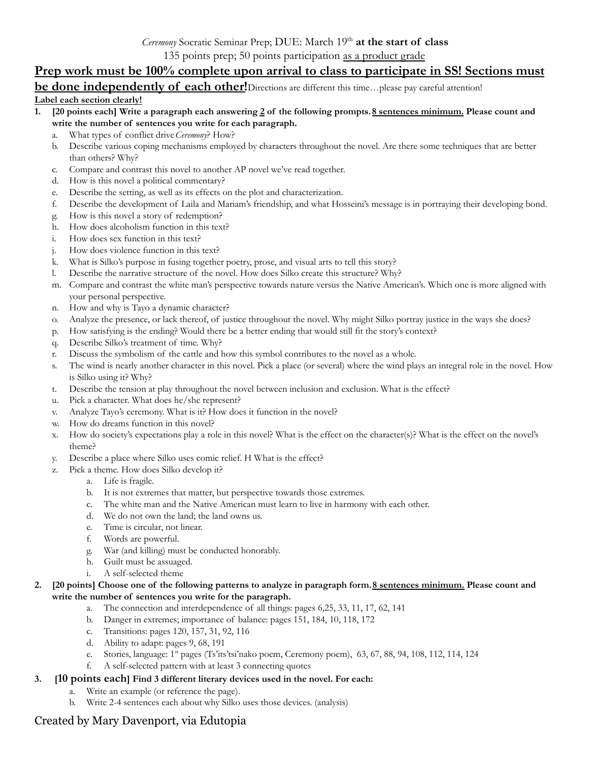*Ceremony* Socratic Seminar Prep; DUE: March 19th **at the start of class**

135 points prep; 50 points participation <u>as a product grade</u>

## <u>Prep work must be 100% complete upon arrival to class to participate in SS! Sections must be done independently of each other!</u>

Directions are different this time…please pay careful attention!

**<u>Label each section clearly!</u>**

1. **[20 points each] Write a paragraph each answering <u>2</u> of the following prompts. <u>8 sentences minimum.</u> Please count and write the number of sentences you write for each paragraph.**
    a. What types of conflict drive *Ceremony*? How?
    b. Describe various coping mechanisms employed by characters throughout the novel. Are there some techniques that are better than others? Why?
    c. Compare and contrast this novel to another AP novel we've read together.
    d. How is this novel a political commentary?
    e. Describe the setting, as well as its effects on the plot and characterization.
    f. Describe the development of Laila and Mariam's friendship, and what Hosseini's message is in portraying their developing bond.
    g. How is this novel a story of redemption?
    h. How does alcoholism function in this text?
    i. How does sex function in this text?
    j. How does violence function in this text?
    k. What is Silko's purpose in fusing together poetry, prose, and visual arts to tell this story?
    l. Describe the narrative structure of the novel. How does Silko create this structure? Why?
    m. Compare and contrast the white man's perspective towards nature versus the Native American's. Which one is more aligned with your personal perspective.
    n. How and why is Tayo a dynamic character?
    o. Analyze the presence, or lack thereof, of justice throughout the novel. Why might Silko portray justice in the ways she does?
    p. How satisfying is the ending? Would there be a better ending that would still fit the story's context?
    q. Describe Silko's treatment of time. Why?
    r. Discuss the symbolism of the cattle and how this symbol contributes to the novel as a whole.
    s. The wind is nearly another character in this novel. Pick a place (or several) where the wind plays an integral role in the novel. How is Silko using it? Why?
    t. Describe the tension at play throughout the novel between inclusion and exclusion. What is the effect?
    u. Pick a character. What does he/she represent?
    v. Analyze Tayo's ceremony. What is it? How does it function in the novel?
    w. How do dreams function in this novel?
    x. How do society's expectations play a role in this novel? What is the effect on the character(s)? What is the effect on the novel's theme?
    y. Describe a place where Silko uses comic relief. H What is the effect?
    z. Pick a theme. How does Silko develop it?
        a. Life is fragile.
        b. It is not extremes that matter, but perspective towards those extremes.
        c. The white man and the Native American must learn to live in harmony with each other.
        d. We do not own the land; the land owns us.
        e. Time is circular, not linear.
        f. Words are powerful.
        g. War (and killing) must be conducted honorably.
        h. Guilt must be assuaged.
        i. A self-selected theme
2. **[20 points] Choose one of the following patterns to analyze in paragraph form. <u>8 sentences minimum.</u> Please count and write the number of sentences you write for the paragraph.**
    a. The connection and interdependence of all things: pages 6,25, 33, 11, 17, 62, 141
    b. Danger in extremes; importance of balance: pages 151, 184, 10, 118, 172
    c. Transitions: pages 120, 157, 31, 92, 116
    d. Ability to adapt: pages 9, 68, 191
    e. Stories, language: 1st pages (Ts'its'tsi'nako poem, Ceremony poem), 63, 67, 88, 94, 108, 112, 114, 124
    f. A self-selected pattern with at least 3 connecting quotes
3. **[10 points each] Find 3 different literary devices used in the novel. For each:**
    a. Write an example (or reference the page).
    b. Write 2-4 sentences each about why Silko uses those devices. (analysis)

Created by Mary Davenport, via Edutopia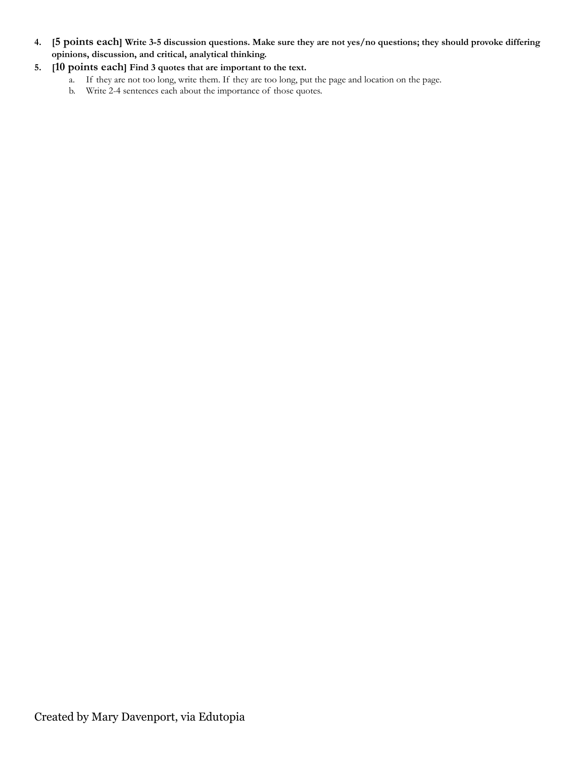4. **[5 points each] Write 3-5 discussion questions. Make sure they are not yes/no questions; they should provoke differing opinions, discussion, and critical, analytical thinking.**
5. **[10 points each] Find 3 quotes that are important to the text.**
   a. If they are not too long, write them. If they are too long, put the page and location on the page.
   b. Write 2-4 sentences each about the importance of those quotes.

Created by Mary Davenport, via Edutopia